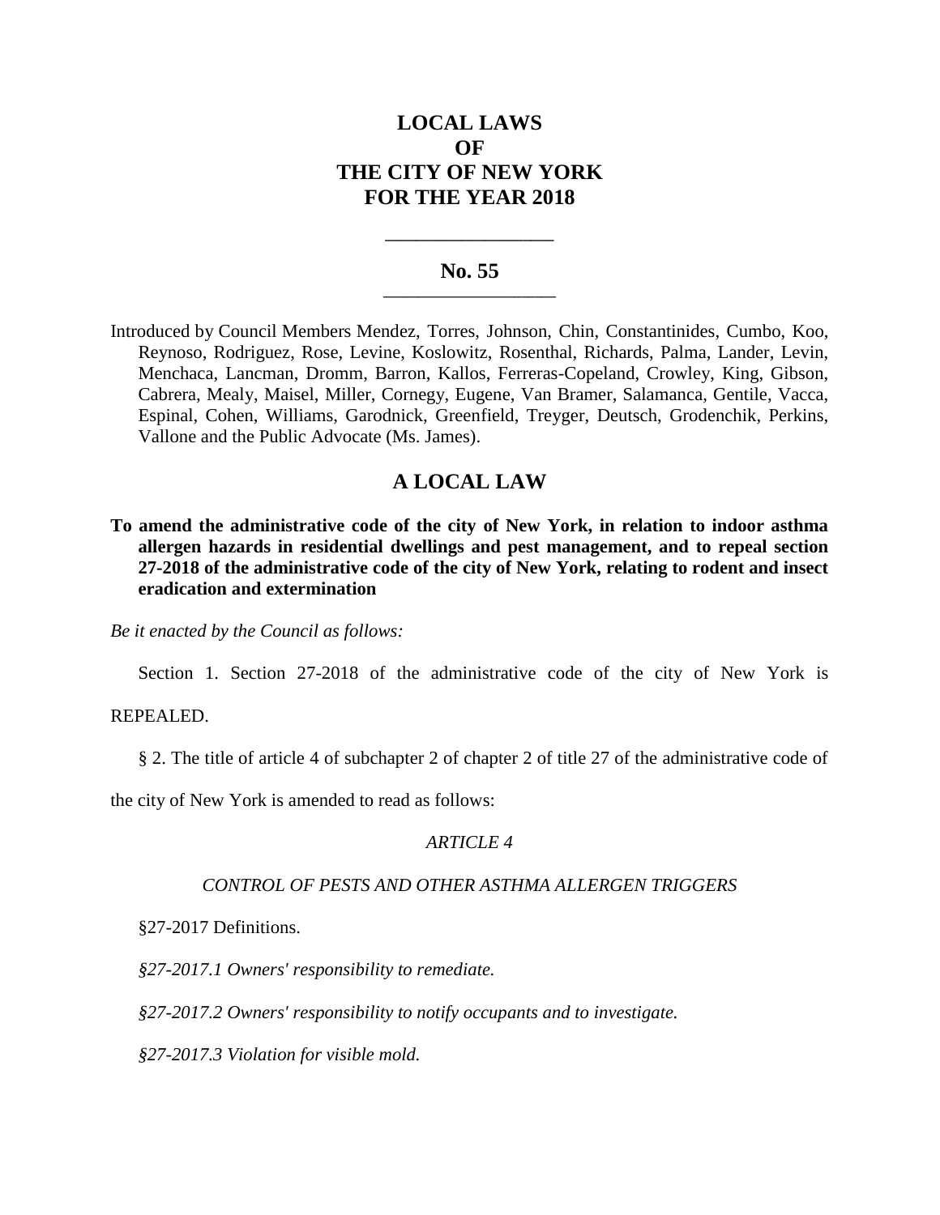# LOCAL LAWS
# OF
# THE CITY OF NEW YORK
# FOR THE YEAR 2018

---

## No. 55

---

Introduced by Council Members Mendez, Torres, Johnson, Chin, Constantinides, Cumbo, Koo, Reynoso, Rodriguez, Rose, Levine, Koslowitz, Rosenthal, Richards, Palma, Lander, Levin, Menchaca, Lancman, Dromm, Barron, Kallos, Ferreras-Copeland, Crowley, King, Gibson, Cabrera, Mealy, Maisel, Miller, Cornegy, Eugene, Van Bramer, Salamanca, Gentile, Vacca, Espinal, Cohen, Williams, Garodnick, Greenfield, Treyger, Deutsch, Grodenchik, Perkins, Vallone and the Public Advocate (Ms. James).

## A LOCAL LAW

**To amend the administrative code of the city of New York, in relation to indoor asthma allergen hazards in residential dwellings and pest management, and to repeal section 27-2018 of the administrative code of the city of New York, relating to rodent and insect eradication and extermination**

*Be it enacted by the Council as follows:*

Section 1. Section 27-2018 of the administrative code of the city of New York is REPEALED.

§ 2. The title of article 4 of subchapter 2 of chapter 2 of title 27 of the administrative code of the city of New York is amended to read as follows:

*ARTICLE 4*

*CONTROL OF PESTS AND OTHER ASTHMA ALLERGEN TRIGGERS*

§27-2017 Definitions.

*§27-2017.1 Owners' responsibility to remediate.*

*§27-2017.2 Owners' responsibility to notify occupants and to investigate.*

*§27-2017.3 Violation for visible mold.*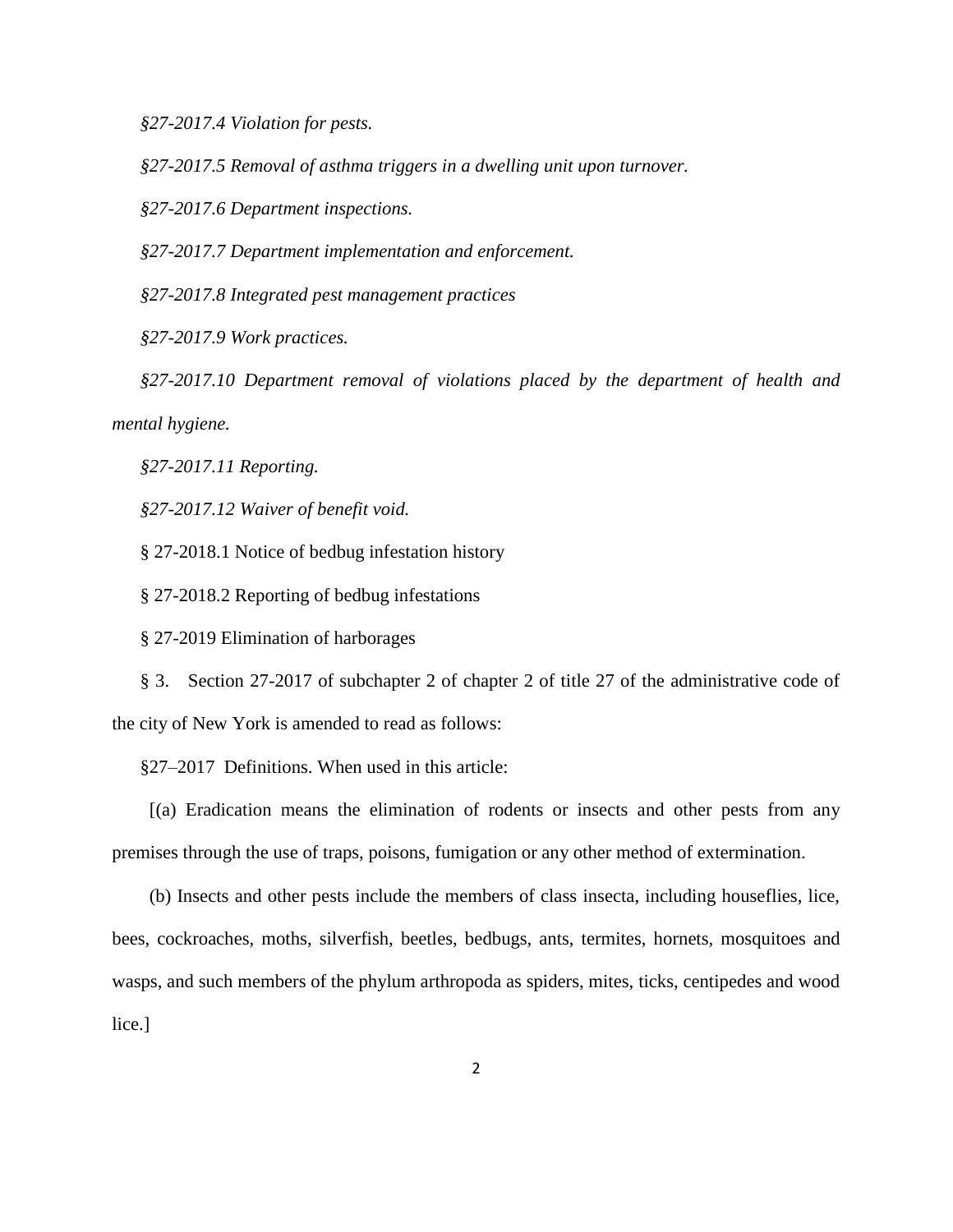*§27-2017.4 Violation for pests.*

*§27-2017.5 Removal of asthma triggers in a dwelling unit upon turnover.*

*§27-2017.6 Department inspections.*

*§27-2017.7 Department implementation and enforcement.*

*§27-2017.8 Integrated pest management practices*

*§27-2017.9 Work practices.*

*§27-2017.10 Department removal of violations placed by the department of health and mental hygiene.*

*§27-2017.11 Reporting.*

*§27-2017.12 Waiver of benefit void.*

§ 27-2018.1 Notice of bedbug infestation history

§ 27-2018.2 Reporting of bedbug infestations

§ 27-2019 Elimination of harborages

§ 3. Section 27-2017 of subchapter 2 of chapter 2 of title 27 of the administrative code of the city of New York is amended to read as follows:

§27–2017 Definitions. When used in this article:

[(a) Eradication means the elimination of rodents or insects and other pests from any premises through the use of traps, poisons, fumigation or any other method of extermination.

(b) Insects and other pests include the members of class insecta, including houseflies, lice, bees, cockroaches, moths, silverfish, beetles, bedbugs, ants, termites, hornets, mosquitoes and wasps, and such members of the phylum arthropoda as spiders, mites, ticks, centipedes and wood lice.]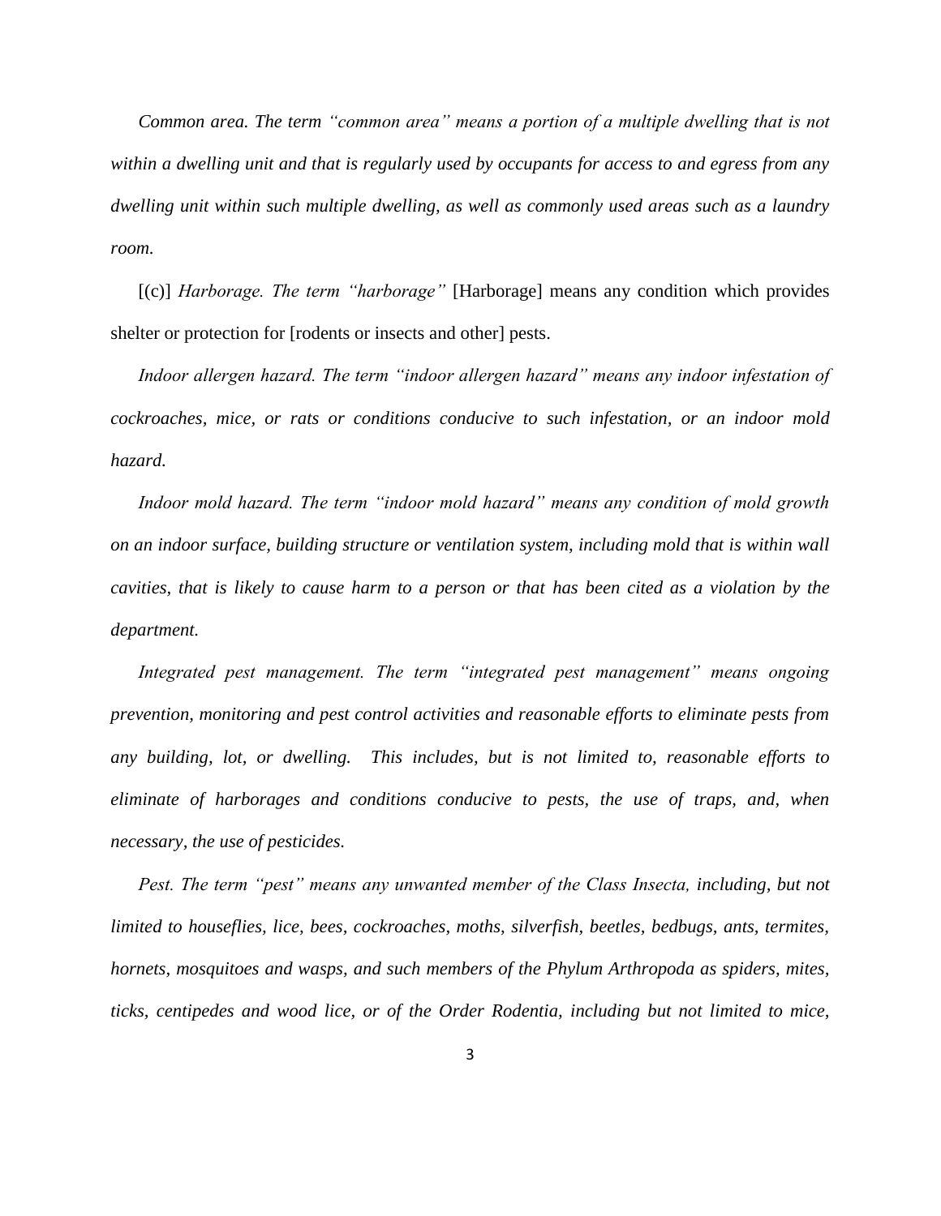*Common area. The term "common area" means a portion of a multiple dwelling that is not within a dwelling unit and that is regularly used by occupants for access to and egress from any dwelling unit within such multiple dwelling, as well as commonly used areas such as a laundry room.*

[(c)] *Harborage. The term "harborage"* [Harborage] means any condition which provides shelter or protection for [rodents or insects and other] pests.

*Indoor allergen hazard. The term "indoor allergen hazard" means any indoor infestation of cockroaches, mice, or rats or conditions conducive to such infestation, or an indoor mold hazard.*

*Indoor mold hazard. The term "indoor mold hazard" means any condition of mold growth on an indoor surface, building structure or ventilation system, including mold that is within wall cavities, that is likely to cause harm to a person or that has been cited as a violation by the department.*

*Integrated pest management. The term "integrated pest management" means ongoing prevention, monitoring and pest control activities and reasonable efforts to eliminate pests from any building, lot, or dwelling. This includes, but is not limited to, reasonable efforts to eliminate of harborages and conditions conducive to pests, the use of traps, and, when necessary, the use of pesticides.*

*Pest. The term "pest" means any unwanted member of the Class Insecta, including, but not limited to houseflies, lice, bees, cockroaches, moths, silverfish, beetles, bedbugs, ants, termites, hornets, mosquitoes and wasps, and such members of the Phylum Arthropoda as spiders, mites, ticks, centipedes and wood lice, or of the Order Rodentia, including but not limited to mice,*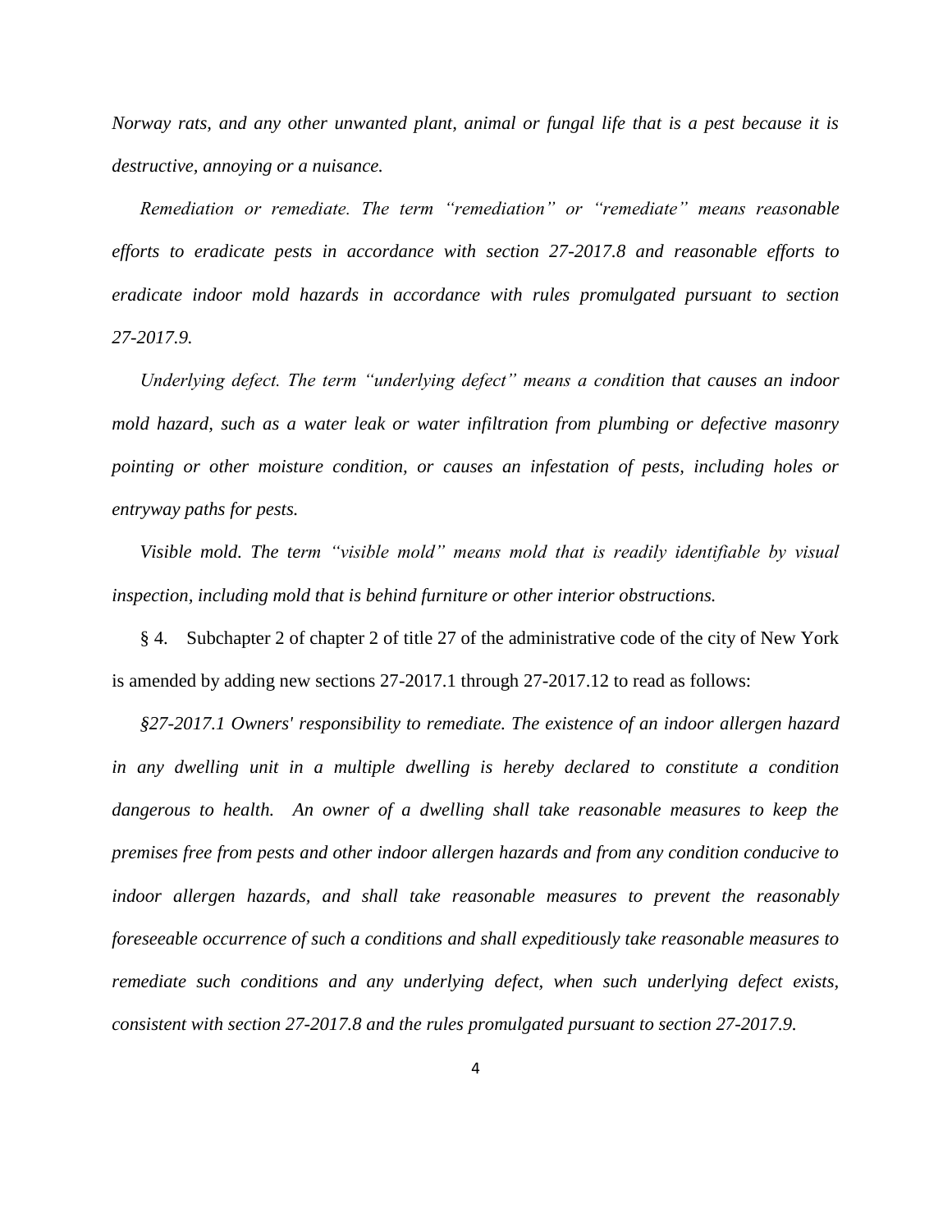*Norway rats, and any other unwanted plant, animal or fungal life that is a pest because it is destructive, annoying or a nuisance.*

*Remediation or remediate. The term "remediation" or "remediate" means reasonable efforts to eradicate pests in accordance with section 27-2017.8 and reasonable efforts to eradicate indoor mold hazards in accordance with rules promulgated pursuant to section 27-2017.9.*

*Underlying defect. The term "underlying defect" means a condition that causes an indoor mold hazard, such as a water leak or water infiltration from plumbing or defective masonry pointing or other moisture condition, or causes an infestation of pests, including holes or entryway paths for pests.*

*Visible mold. The term "visible mold" means mold that is readily identifiable by visual inspection, including mold that is behind furniture or other interior obstructions.*

§ 4. Subchapter 2 of chapter 2 of title 27 of the administrative code of the city of New York is amended by adding new sections 27-2017.1 through 27-2017.12 to read as follows:

*§27-2017.1 Owners' responsibility to remediate. The existence of an indoor allergen hazard in any dwelling unit in a multiple dwelling is hereby declared to constitute a condition dangerous to health. An owner of a dwelling shall take reasonable measures to keep the premises free from pests and other indoor allergen hazards and from any condition conducive to indoor allergen hazards, and shall take reasonable measures to prevent the reasonably foreseeable occurrence of such a conditions and shall expeditiously take reasonable measures to remediate such conditions and any underlying defect, when such underlying defect exists, consistent with section 27-2017.8 and the rules promulgated pursuant to section 27-2017.9.*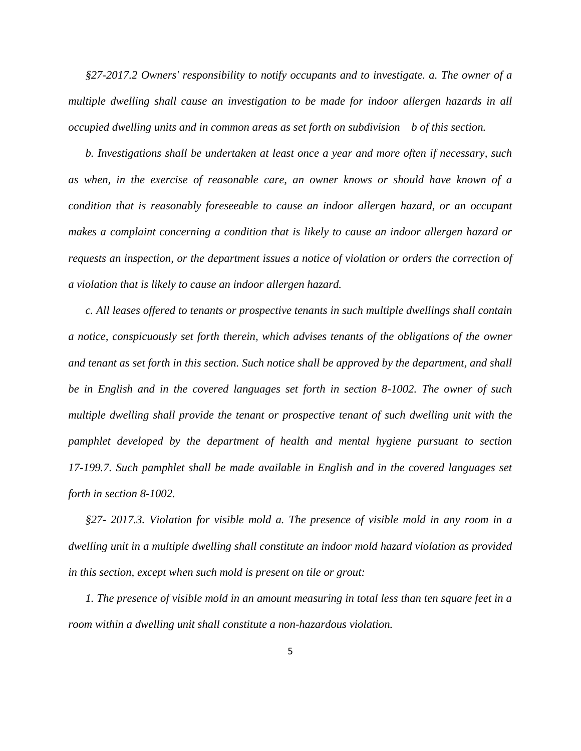*§27-2017.2 Owners' responsibility to notify occupants and to investigate. a. The owner of a multiple dwelling shall cause an investigation to be made for indoor allergen hazards in all occupied dwelling units and in common areas as set forth on subdivision b of this section.*

*b. Investigations shall be undertaken at least once a year and more often if necessary, such as when, in the exercise of reasonable care, an owner knows or should have known of a condition that is reasonably foreseeable to cause an indoor allergen hazard, or an occupant makes a complaint concerning a condition that is likely to cause an indoor allergen hazard or requests an inspection, or the department issues a notice of violation or orders the correction of a violation that is likely to cause an indoor allergen hazard.*

*c. All leases offered to tenants or prospective tenants in such multiple dwellings shall contain a notice, conspicuously set forth therein, which advises tenants of the obligations of the owner and tenant as set forth in this section. Such notice shall be approved by the department, and shall be in English and in the covered languages set forth in section 8-1002. The owner of such multiple dwelling shall provide the tenant or prospective tenant of such dwelling unit with the pamphlet developed by the department of health and mental hygiene pursuant to section 17-199.7. Such pamphlet shall be made available in English and in the covered languages set forth in section 8-1002.*

*§27- 2017.3. Violation for visible mold a. The presence of visible mold in any room in a dwelling unit in a multiple dwelling shall constitute an indoor mold hazard violation as provided in this section, except when such mold is present on tile or grout:*

*1. The presence of visible mold in an amount measuring in total less than ten square feet in a room within a dwelling unit shall constitute a non-hazardous violation.*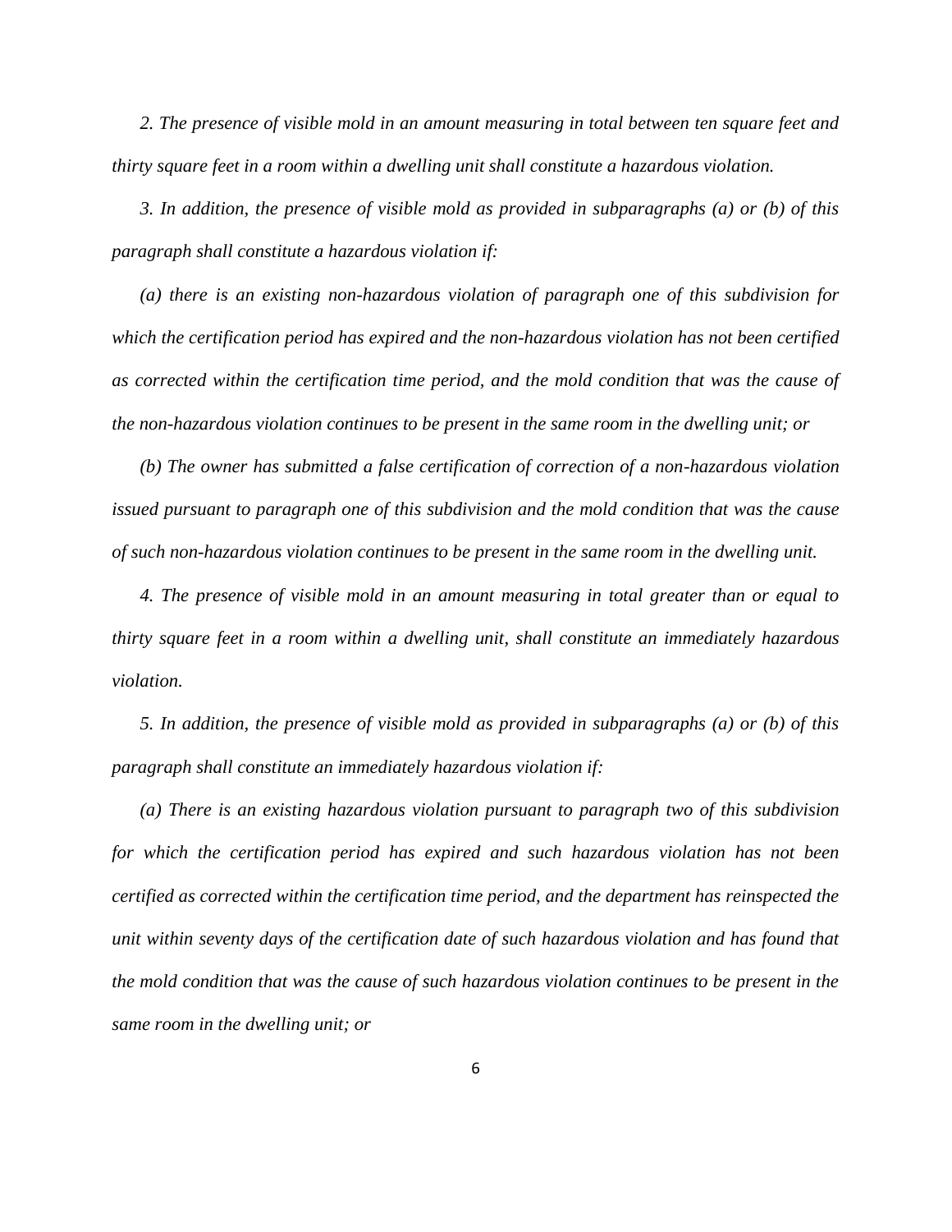*2. The presence of visible mold in an amount measuring in total between ten square feet and thirty square feet in a room within a dwelling unit shall constitute a hazardous violation.*

*3. In addition, the presence of visible mold as provided in subparagraphs (a) or (b) of this paragraph shall constitute a hazardous violation if:*

*(a) there is an existing non-hazardous violation of paragraph one of this subdivision for which the certification period has expired and the non-hazardous violation has not been certified as corrected within the certification time period, and the mold condition that was the cause of the non-hazardous violation continues to be present in the same room in the dwelling unit; or*

*(b) The owner has submitted a false certification of correction of a non-hazardous violation issued pursuant to paragraph one of this subdivision and the mold condition that was the cause of such non-hazardous violation continues to be present in the same room in the dwelling unit.*

*4. The presence of visible mold in an amount measuring in total greater than or equal to thirty square feet in a room within a dwelling unit, shall constitute an immediately hazardous violation.*

*5. In addition, the presence of visible mold as provided in subparagraphs (a) or (b) of this paragraph shall constitute an immediately hazardous violation if:*

*(a) There is an existing hazardous violation pursuant to paragraph two of this subdivision for which the certification period has expired and such hazardous violation has not been certified as corrected within the certification time period, and the department has reinspected the unit within seventy days of the certification date of such hazardous violation and has found that the mold condition that was the cause of such hazardous violation continues to be present in the same room in the dwelling unit; or*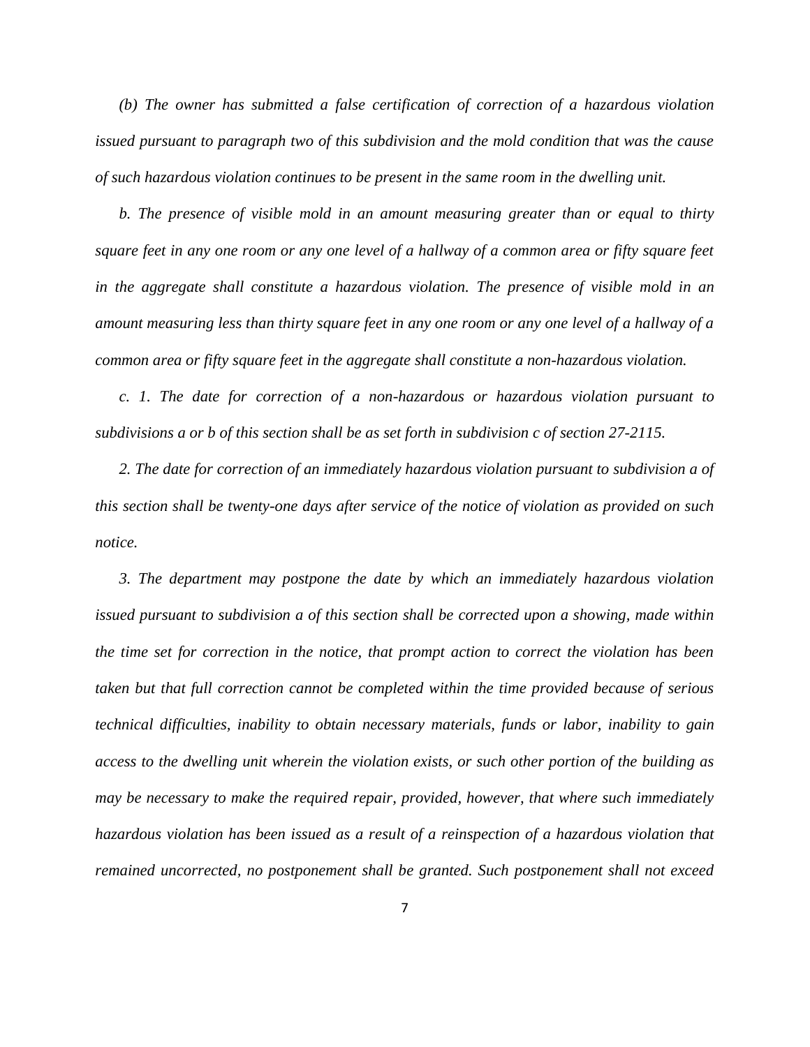*(b) The owner has submitted a false certification of correction of a hazardous violation issued pursuant to paragraph two of this subdivision and the mold condition that was the cause of such hazardous violation continues to be present in the same room in the dwelling unit.*

*b. The presence of visible mold in an amount measuring greater than or equal to thirty square feet in any one room or any one level of a hallway of a common area or fifty square feet in the aggregate shall constitute a hazardous violation. The presence of visible mold in an amount measuring less than thirty square feet in any one room or any one level of a hallway of a common area or fifty square feet in the aggregate shall constitute a non-hazardous violation.*

*c. 1. The date for correction of a non-hazardous or hazardous violation pursuant to subdivisions a or b of this section shall be as set forth in subdivision c of section 27-2115.*

*2. The date for correction of an immediately hazardous violation pursuant to subdivision a of this section shall be twenty-one days after service of the notice of violation as provided on such notice.*

*3. The department may postpone the date by which an immediately hazardous violation issued pursuant to subdivision a of this section shall be corrected upon a showing, made within the time set for correction in the notice, that prompt action to correct the violation has been taken but that full correction cannot be completed within the time provided because of serious technical difficulties, inability to obtain necessary materials, funds or labor, inability to gain access to the dwelling unit wherein the violation exists, or such other portion of the building as may be necessary to make the required repair, provided, however, that where such immediately hazardous violation has been issued as a result of a reinspection of a hazardous violation that remained uncorrected, no postponement shall be granted. Such postponement shall not exceed*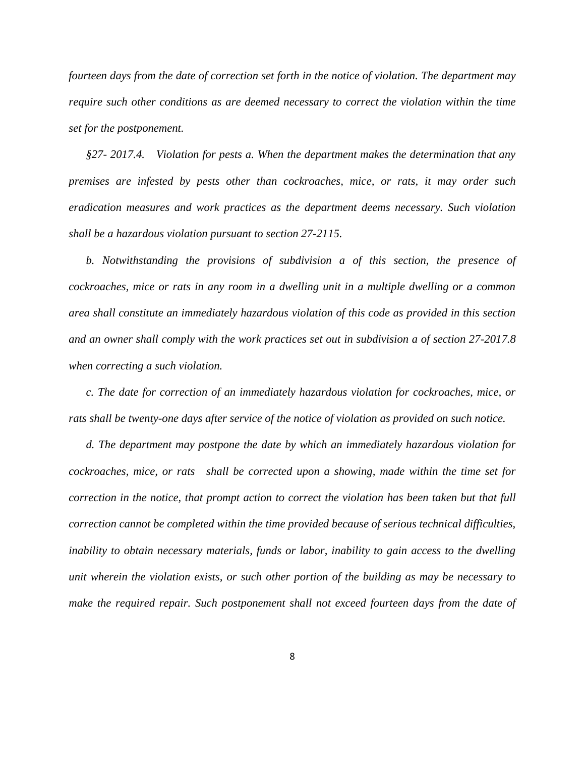*fourteen days from the date of correction set forth in the notice of violation. The department may require such other conditions as are deemed necessary to correct the violation within the time set for the postponement.*

*§27- 2017.4. Violation for pests a. When the department makes the determination that any premises are infested by pests other than cockroaches, mice, or rats, it may order such eradication measures and work practices as the department deems necessary. Such violation shall be a hazardous violation pursuant to section 27-2115.*

*b. Notwithstanding the provisions of subdivision a of this section, the presence of cockroaches, mice or rats in any room in a dwelling unit in a multiple dwelling or a common area shall constitute an immediately hazardous violation of this code as provided in this section and an owner shall comply with the work practices set out in subdivision a of section 27-2017.8 when correcting a such violation.*

*c. The date for correction of an immediately hazardous violation for cockroaches, mice, or rats shall be twenty-one days after service of the notice of violation as provided on such notice.*

*d. The department may postpone the date by which an immediately hazardous violation for cockroaches, mice, or rats shall be corrected upon a showing, made within the time set for correction in the notice, that prompt action to correct the violation has been taken but that full correction cannot be completed within the time provided because of serious technical difficulties, inability to obtain necessary materials, funds or labor, inability to gain access to the dwelling unit wherein the violation exists, or such other portion of the building as may be necessary to make the required repair. Such postponement shall not exceed fourteen days from the date of*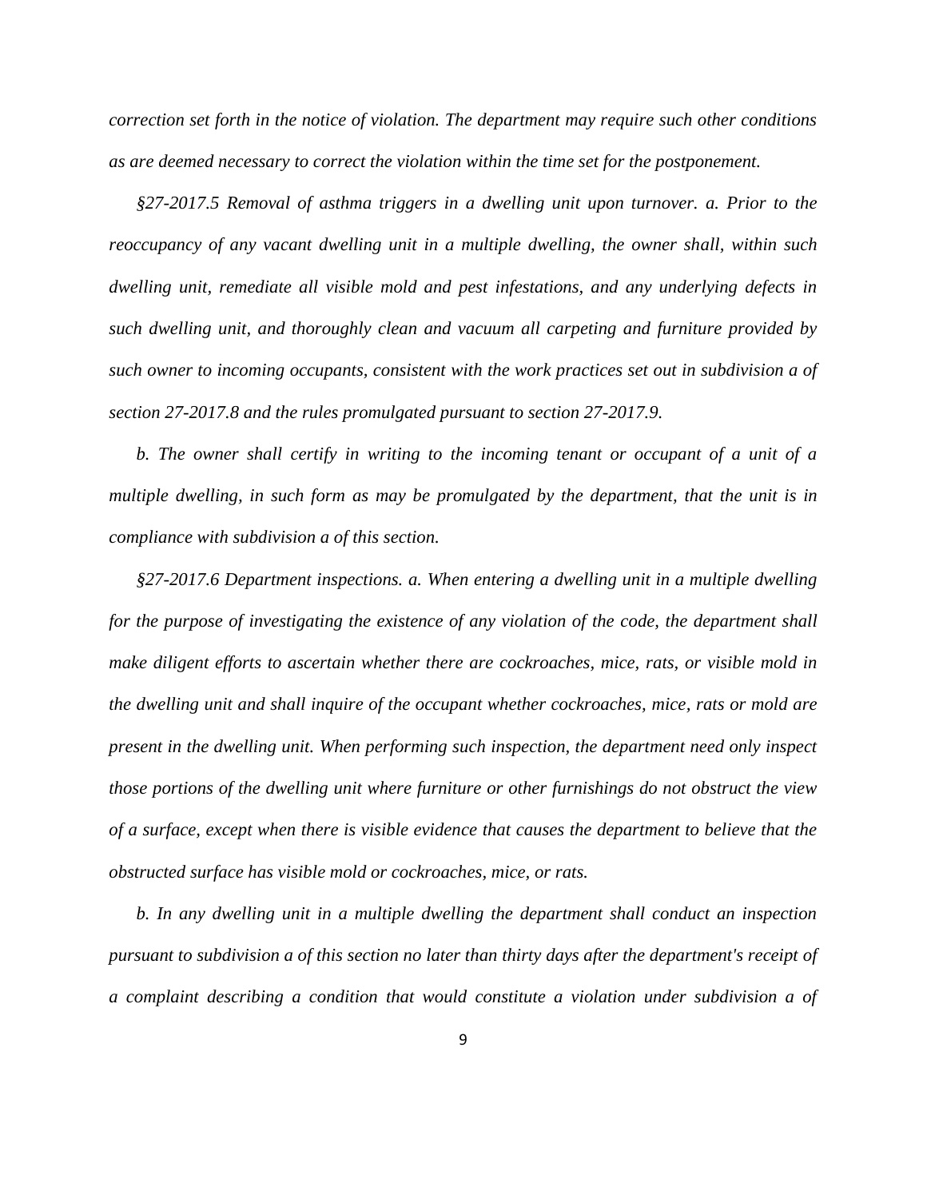*correction set forth in the notice of violation. The department may require such other conditions as are deemed necessary to correct the violation within the time set for the postponement.*

*§27-2017.5 Removal of asthma triggers in a dwelling unit upon turnover. a. Prior to the reoccupancy of any vacant dwelling unit in a multiple dwelling, the owner shall, within such dwelling unit, remediate all visible mold and pest infestations, and any underlying defects in such dwelling unit, and thoroughly clean and vacuum all carpeting and furniture provided by such owner to incoming occupants, consistent with the work practices set out in subdivision a of section 27-2017.8 and the rules promulgated pursuant to section 27-2017.9.*

*b. The owner shall certify in writing to the incoming tenant or occupant of a unit of a multiple dwelling, in such form as may be promulgated by the department, that the unit is in compliance with subdivision a of this section.*

*§27-2017.6 Department inspections. a. When entering a dwelling unit in a multiple dwelling for the purpose of investigating the existence of any violation of the code, the department shall make diligent efforts to ascertain whether there are cockroaches, mice, rats, or visible mold in the dwelling unit and shall inquire of the occupant whether cockroaches, mice, rats or mold are present in the dwelling unit. When performing such inspection, the department need only inspect those portions of the dwelling unit where furniture or other furnishings do not obstruct the view of a surface, except when there is visible evidence that causes the department to believe that the obstructed surface has visible mold or cockroaches, mice, or rats.*

*b. In any dwelling unit in a multiple dwelling the department shall conduct an inspection pursuant to subdivision a of this section no later than thirty days after the department's receipt of a complaint describing a condition that would constitute a violation under subdivision a of*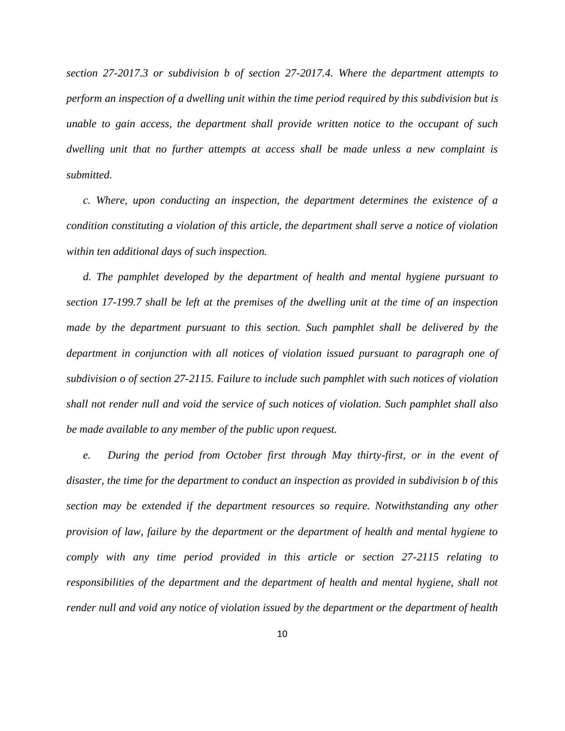*section 27-2017.3 or subdivision b of section 27-2017.4. Where the department attempts to perform an inspection of a dwelling unit within the time period required by this subdivision but is unable to gain access, the department shall provide written notice to the occupant of such dwelling unit that no further attempts at access shall be made unless a new complaint is submitted.*

*c. Where, upon conducting an inspection, the department determines the existence of a condition constituting a violation of this article, the department shall serve a notice of violation within ten additional days of such inspection.*

*d. The pamphlet developed by the department of health and mental hygiene pursuant to section 17-199.7 shall be left at the premises of the dwelling unit at the time of an inspection made by the department pursuant to this section. Such pamphlet shall be delivered by the department in conjunction with all notices of violation issued pursuant to paragraph one of subdivision o of section 27-2115. Failure to include such pamphlet with such notices of violation shall not render null and void the service of such notices of violation. Such pamphlet shall also be made available to any member of the public upon request.*

*e. During the period from October first through May thirty-first, or in the event of disaster, the time for the department to conduct an inspection as provided in subdivision b of this section may be extended if the department resources so require. Notwithstanding any other provision of law, failure by the department or the department of health and mental hygiene to comply with any time period provided in this article or section 27-2115 relating to responsibilities of the department and the department of health and mental hygiene, shall not render null and void any notice of violation issued by the department or the department of health*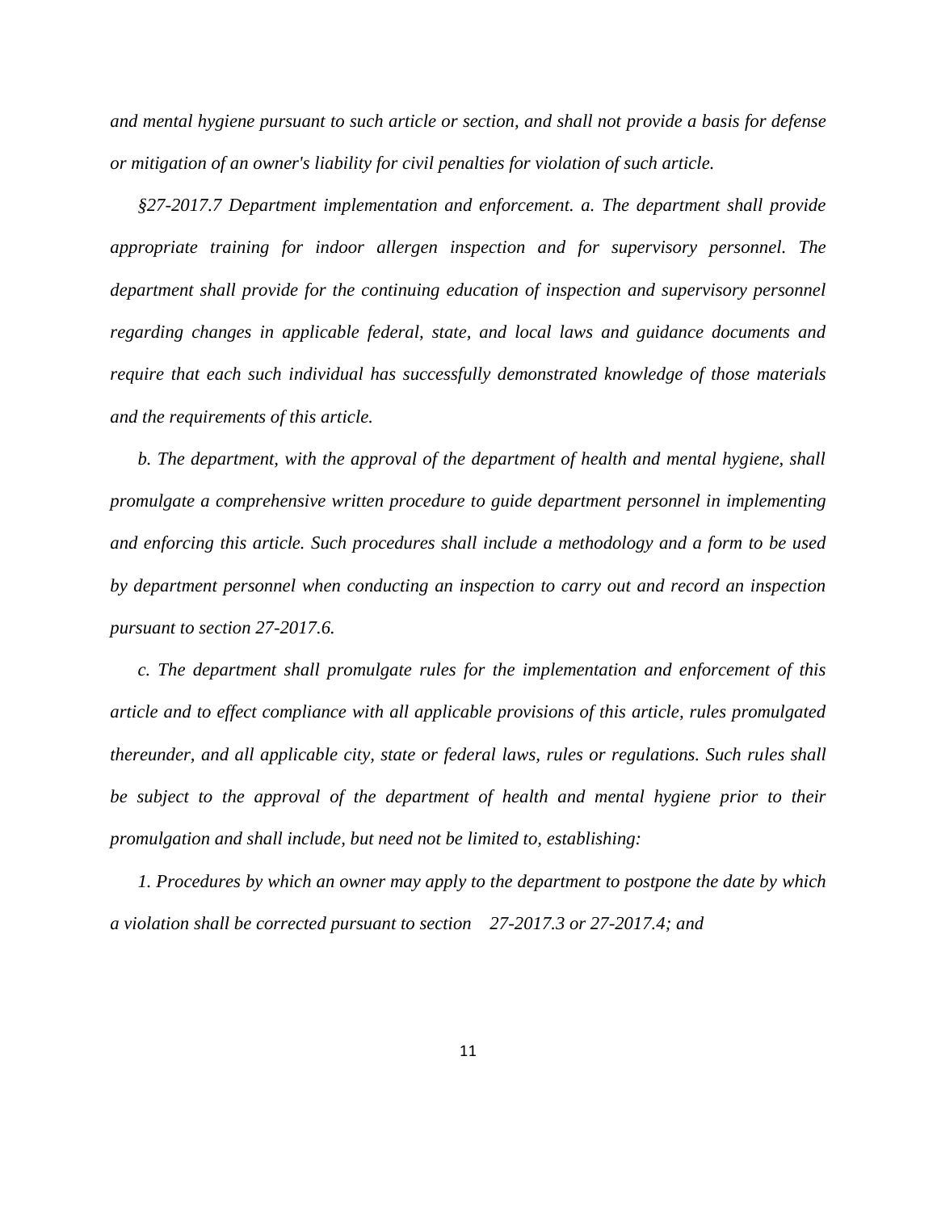*and mental hygiene pursuant to such article or section, and shall not provide a basis for defense or mitigation of an owner's liability for civil penalties for violation of such article.*

*§27-2017.7 Department implementation and enforcement. a. The department shall provide appropriate training for indoor allergen inspection and for supervisory personnel. The department shall provide for the continuing education of inspection and supervisory personnel regarding changes in applicable federal, state, and local laws and guidance documents and require that each such individual has successfully demonstrated knowledge of those materials and the requirements of this article.*

*b. The department, with the approval of the department of health and mental hygiene, shall promulgate a comprehensive written procedure to guide department personnel in implementing and enforcing this article. Such procedures shall include a methodology and a form to be used by department personnel when conducting an inspection to carry out and record an inspection pursuant to section 27-2017.6.*

*c. The department shall promulgate rules for the implementation and enforcement of this article and to effect compliance with all applicable provisions of this article, rules promulgated thereunder, and all applicable city, state or federal laws, rules or regulations. Such rules shall be subject to the approval of the department of health and mental hygiene prior to their promulgation and shall include, but need not be limited to, establishing:*

*1. Procedures by which an owner may apply to the department to postpone the date by which a violation shall be corrected pursuant to section 27-2017.3 or 27-2017.4; and*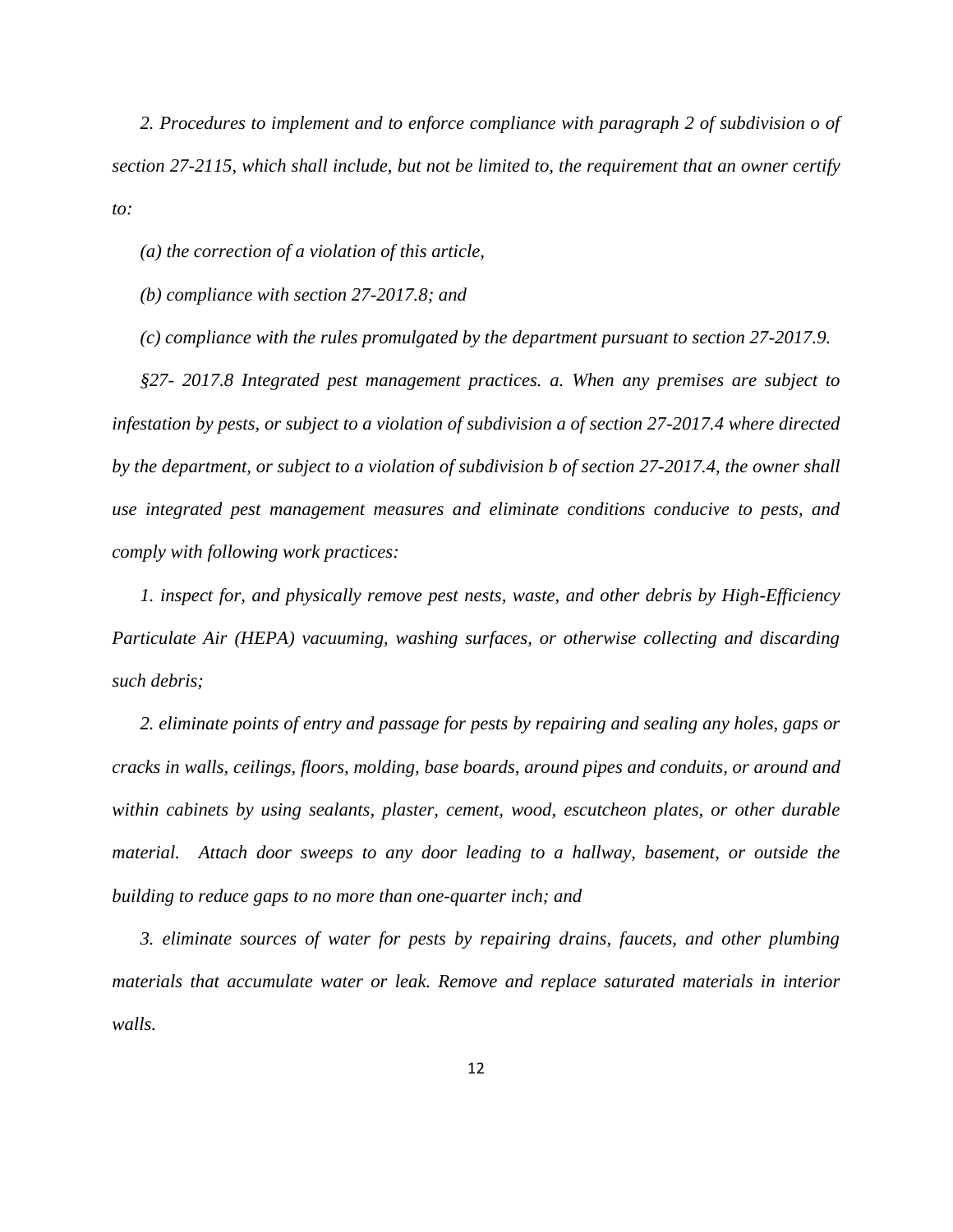*2. Procedures to implement and to enforce compliance with paragraph 2 of subdivision o of section 27-2115, which shall include, but not be limited to, the requirement that an owner certify to:*

*(a) the correction of a violation of this article,*

*(b) compliance with section 27-2017.8; and*

*(c) compliance with the rules promulgated by the department pursuant to section 27-2017.9.*

*§27- 2017.8 Integrated pest management practices. a. When any premises are subject to infestation by pests, or subject to a violation of subdivision a of section 27-2017.4 where directed by the department, or subject to a violation of subdivision b of section 27-2017.4, the owner shall use integrated pest management measures and eliminate conditions conducive to pests, and comply with following work practices:*

*1. inspect for, and physically remove pest nests, waste, and other debris by High-Efficiency Particulate Air (HEPA) vacuuming, washing surfaces, or otherwise collecting and discarding such debris;*

*2. eliminate points of entry and passage for pests by repairing and sealing any holes, gaps or cracks in walls, ceilings, floors, molding, base boards, around pipes and conduits, or around and within cabinets by using sealants, plaster, cement, wood, escutcheon plates, or other durable material. Attach door sweeps to any door leading to a hallway, basement, or outside the building to reduce gaps to no more than one-quarter inch; and*

*3. eliminate sources of water for pests by repairing drains, faucets, and other plumbing materials that accumulate water or leak. Remove and replace saturated materials in interior walls.*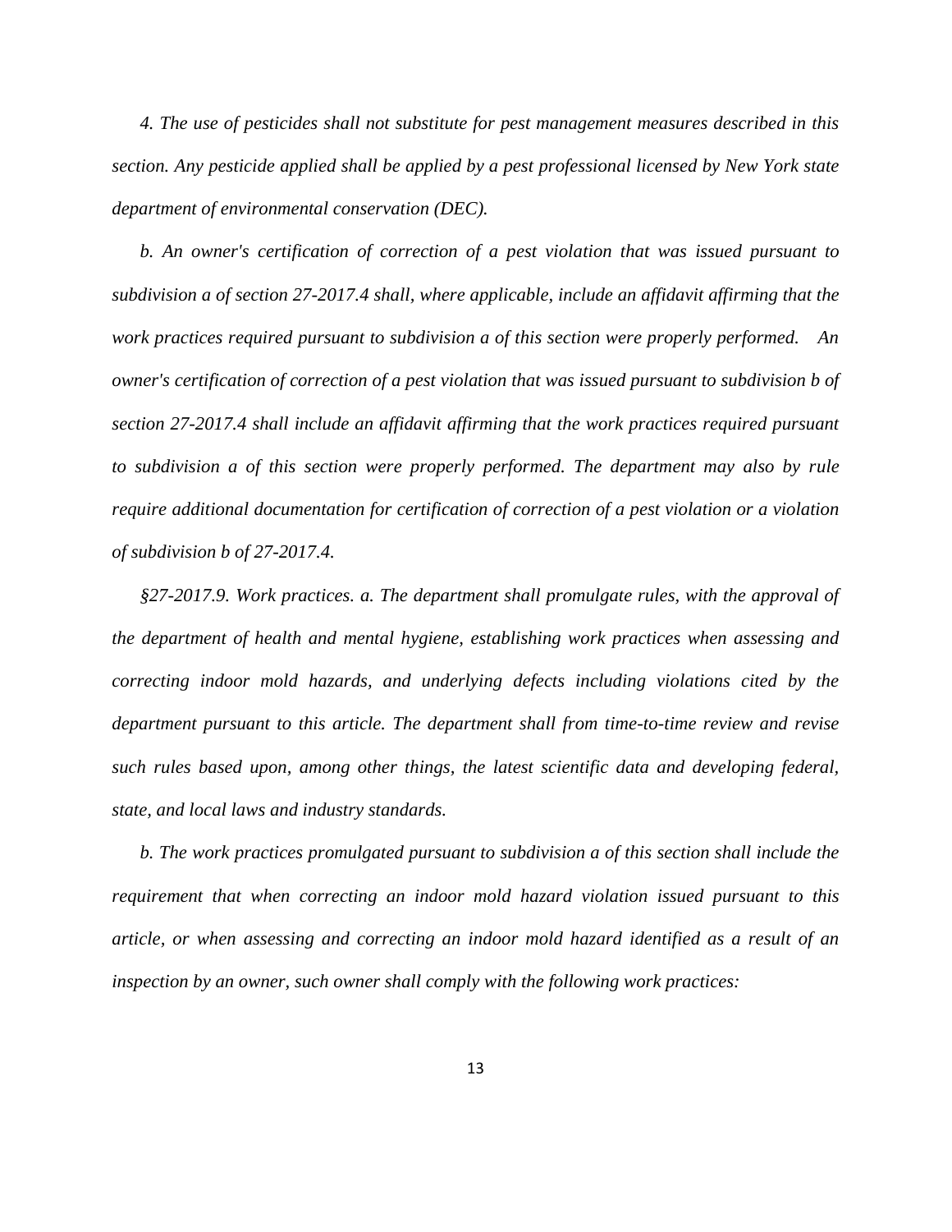*4. The use of pesticides shall not substitute for pest management measures described in this section. Any pesticide applied shall be applied by a pest professional licensed by New York state department of environmental conservation (DEC).*

*b. An owner's certification of correction of a pest violation that was issued pursuant to subdivision a of section 27-2017.4 shall, where applicable, include an affidavit affirming that the work practices required pursuant to subdivision a of this section were properly performed. An owner's certification of correction of a pest violation that was issued pursuant to subdivision b of section 27-2017.4 shall include an affidavit affirming that the work practices required pursuant to subdivision a of this section were properly performed. The department may also by rule require additional documentation for certification of correction of a pest violation or a violation of subdivision b of 27-2017.4.*

*§27-2017.9. Work practices. a. The department shall promulgate rules, with the approval of the department of health and mental hygiene, establishing work practices when assessing and correcting indoor mold hazards, and underlying defects including violations cited by the department pursuant to this article. The department shall from time-to-time review and revise such rules based upon, among other things, the latest scientific data and developing federal, state, and local laws and industry standards.*

*b. The work practices promulgated pursuant to subdivision a of this section shall include the requirement that when correcting an indoor mold hazard violation issued pursuant to this article, or when assessing and correcting an indoor mold hazard identified as a result of an inspection by an owner, such owner shall comply with the following work practices:*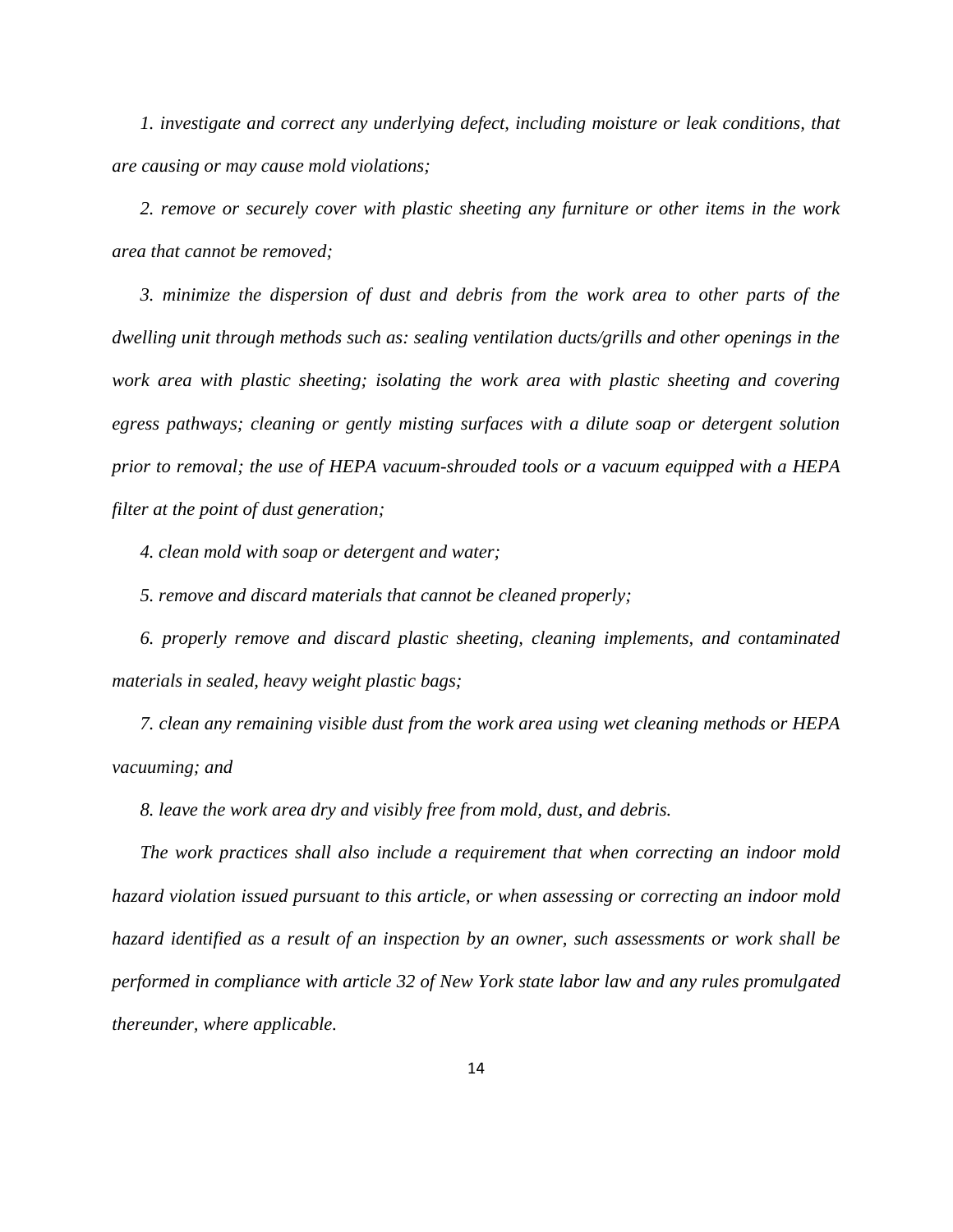*1. investigate and correct any underlying defect, including moisture or leak conditions, that are causing or may cause mold violations;*

*2. remove or securely cover with plastic sheeting any furniture or other items in the work area that cannot be removed;*

*3. minimize the dispersion of dust and debris from the work area to other parts of the dwelling unit through methods such as: sealing ventilation ducts/grills and other openings in the work area with plastic sheeting; isolating the work area with plastic sheeting and covering egress pathways; cleaning or gently misting surfaces with a dilute soap or detergent solution prior to removal; the use of HEPA vacuum-shrouded tools or a vacuum equipped with a HEPA filter at the point of dust generation;*

*4. clean mold with soap or detergent and water;*

*5. remove and discard materials that cannot be cleaned properly;*

*6. properly remove and discard plastic sheeting, cleaning implements, and contaminated materials in sealed, heavy weight plastic bags;*

*7. clean any remaining visible dust from the work area using wet cleaning methods or HEPA vacuuming; and*

*8. leave the work area dry and visibly free from mold, dust, and debris.*

*The work practices shall also include a requirement that when correcting an indoor mold hazard violation issued pursuant to this article, or when assessing or correcting an indoor mold hazard identified as a result of an inspection by an owner, such assessments or work shall be performed in compliance with article 32 of New York state labor law and any rules promulgated thereunder, where applicable.*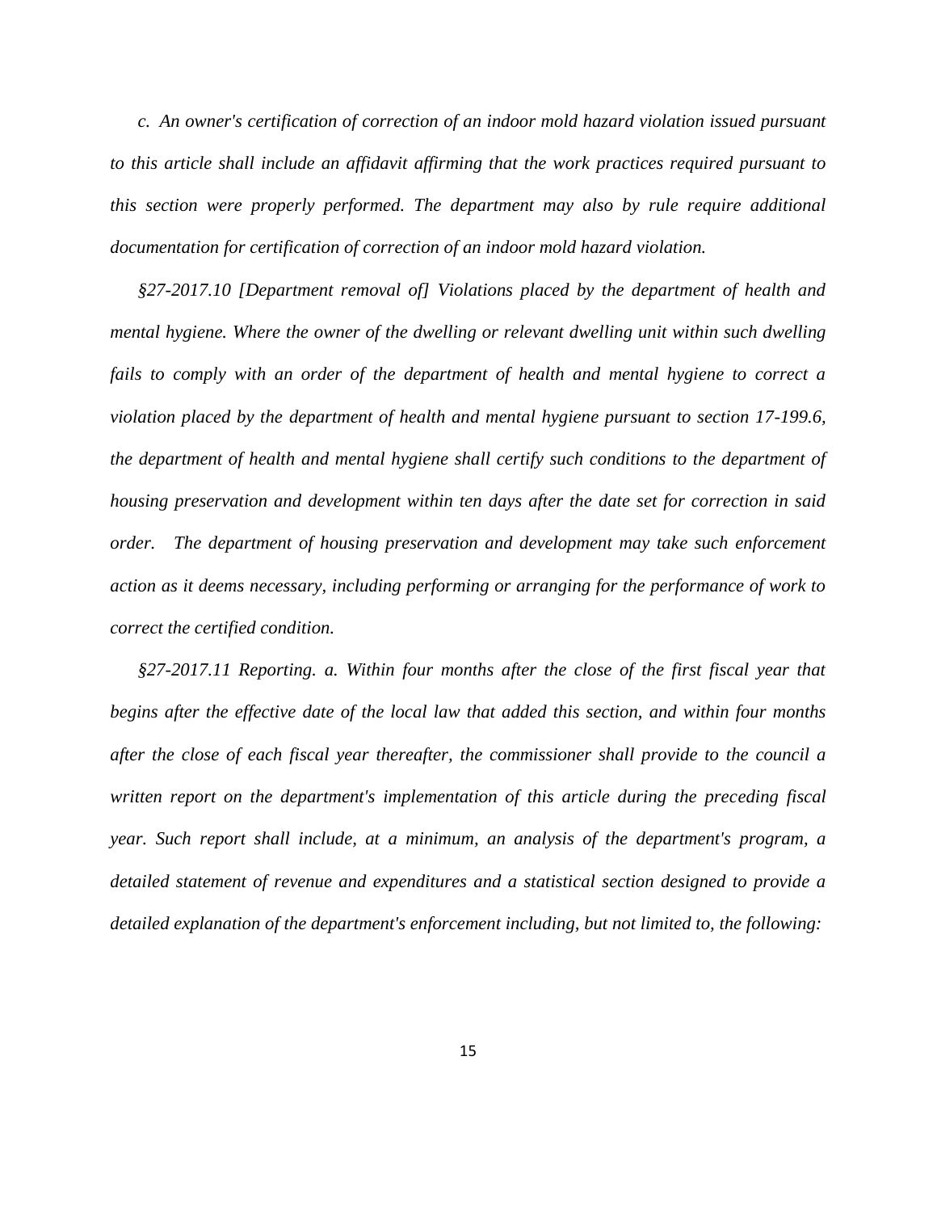*c. An owner's certification of correction of an indoor mold hazard violation issued pursuant to this article shall include an affidavit affirming that the work practices required pursuant to this section were properly performed. The department may also by rule require additional documentation for certification of correction of an indoor mold hazard violation.*

*§27-2017.10 [Department removal of] Violations placed by the department of health and mental hygiene. Where the owner of the dwelling or relevant dwelling unit within such dwelling fails to comply with an order of the department of health and mental hygiene to correct a violation placed by the department of health and mental hygiene pursuant to section 17-199.6, the department of health and mental hygiene shall certify such conditions to the department of housing preservation and development within ten days after the date set for correction in said order. The department of housing preservation and development may take such enforcement action as it deems necessary, including performing or arranging for the performance of work to correct the certified condition.*

*§27-2017.11 Reporting. a. Within four months after the close of the first fiscal year that begins after the effective date of the local law that added this section, and within four months after the close of each fiscal year thereafter, the commissioner shall provide to the council a written report on the department's implementation of this article during the preceding fiscal year. Such report shall include, at a minimum, an analysis of the department's program, a detailed statement of revenue and expenditures and a statistical section designed to provide a detailed explanation of the department's enforcement including, but not limited to, the following:*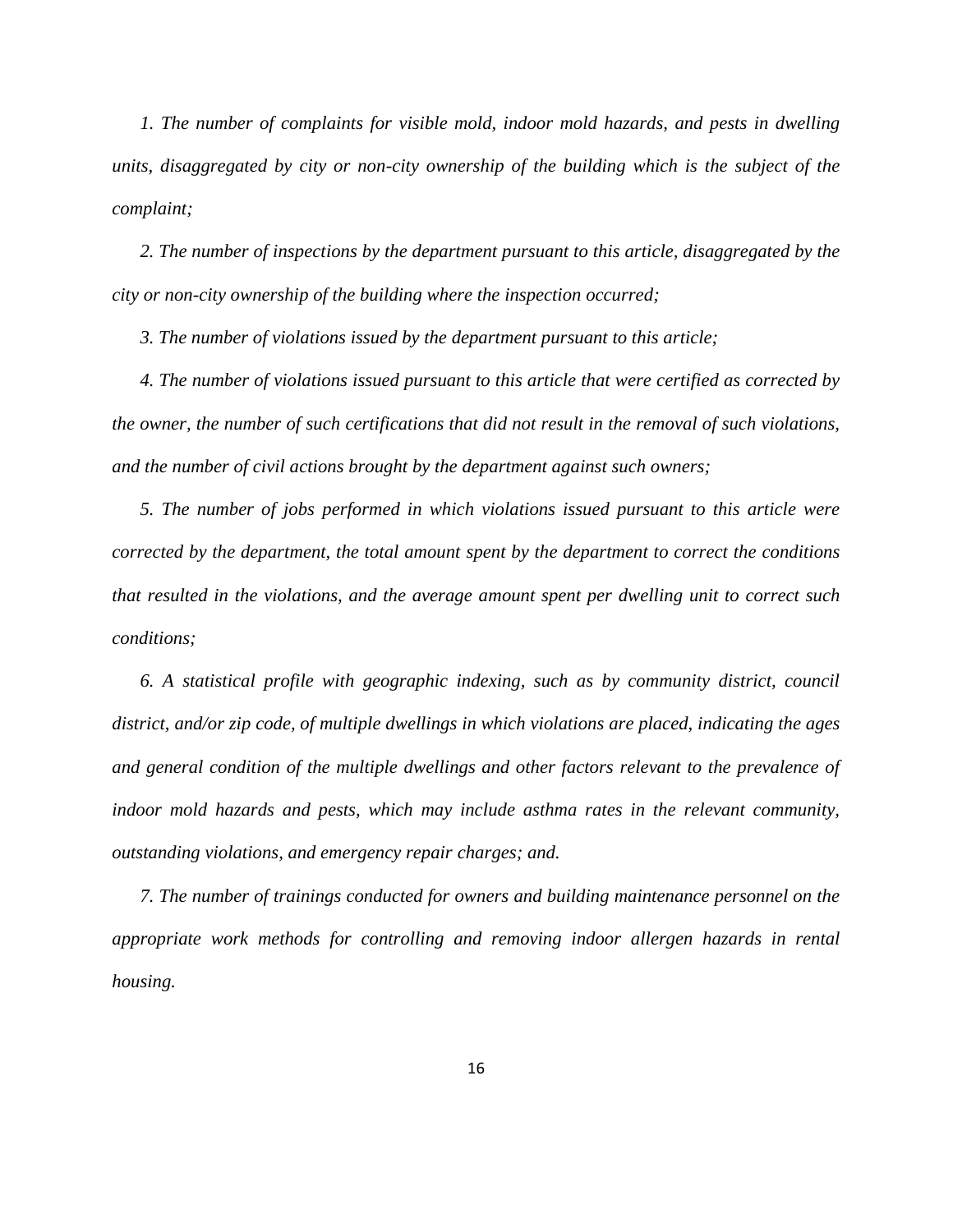*1. The number of complaints for visible mold, indoor mold hazards, and pests in dwelling units, disaggregated by city or non-city ownership of the building which is the subject of the complaint;*

*2. The number of inspections by the department pursuant to this article, disaggregated by the city or non-city ownership of the building where the inspection occurred;*

*3. The number of violations issued by the department pursuant to this article;*

*4. The number of violations issued pursuant to this article that were certified as corrected by the owner, the number of such certifications that did not result in the removal of such violations, and the number of civil actions brought by the department against such owners;*

*5. The number of jobs performed in which violations issued pursuant to this article were corrected by the department, the total amount spent by the department to correct the conditions that resulted in the violations, and the average amount spent per dwelling unit to correct such conditions;*

*6. A statistical profile with geographic indexing, such as by community district, council district, and/or zip code, of multiple dwellings in which violations are placed, indicating the ages and general condition of the multiple dwellings and other factors relevant to the prevalence of indoor mold hazards and pests, which may include asthma rates in the relevant community, outstanding violations, and emergency repair charges; and.*

*7. The number of trainings conducted for owners and building maintenance personnel on the appropriate work methods for controlling and removing indoor allergen hazards in rental housing.*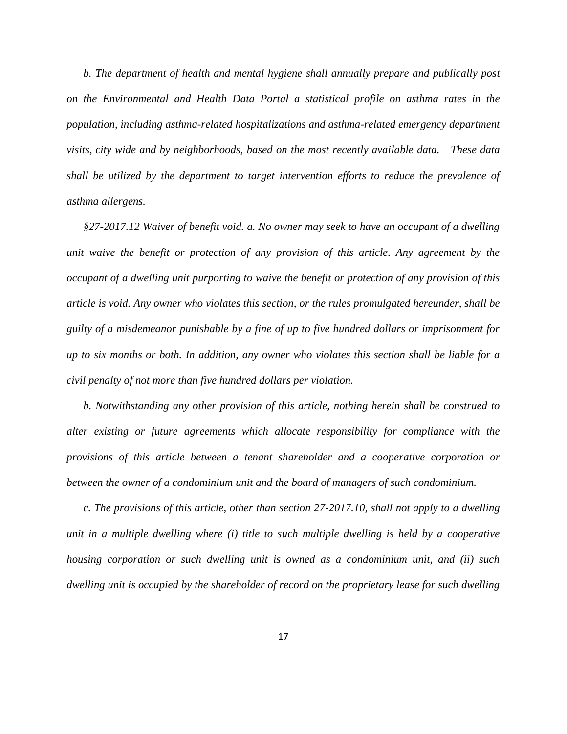*b. The department of health and mental hygiene shall annually prepare and publically post on the Environmental and Health Data Portal a statistical profile on asthma rates in the population, including asthma-related hospitalizations and asthma-related emergency department visits, city wide and by neighborhoods, based on the most recently available data. These data shall be utilized by the department to target intervention efforts to reduce the prevalence of asthma allergens.*

*§27-2017.12 Waiver of benefit void. a. No owner may seek to have an occupant of a dwelling unit waive the benefit or protection of any provision of this article. Any agreement by the occupant of a dwelling unit purporting to waive the benefit or protection of any provision of this article is void. Any owner who violates this section, or the rules promulgated hereunder, shall be guilty of a misdemeanor punishable by a fine of up to five hundred dollars or imprisonment for up to six months or both. In addition, any owner who violates this section shall be liable for a civil penalty of not more than five hundred dollars per violation.*

*b. Notwithstanding any other provision of this article, nothing herein shall be construed to alter existing or future agreements which allocate responsibility for compliance with the provisions of this article between a tenant shareholder and a cooperative corporation or between the owner of a condominium unit and the board of managers of such condominium.*

*c. The provisions of this article, other than section 27-2017.10, shall not apply to a dwelling unit in a multiple dwelling where (i) title to such multiple dwelling is held by a cooperative housing corporation or such dwelling unit is owned as a condominium unit, and (ii) such dwelling unit is occupied by the shareholder of record on the proprietary lease for such dwelling*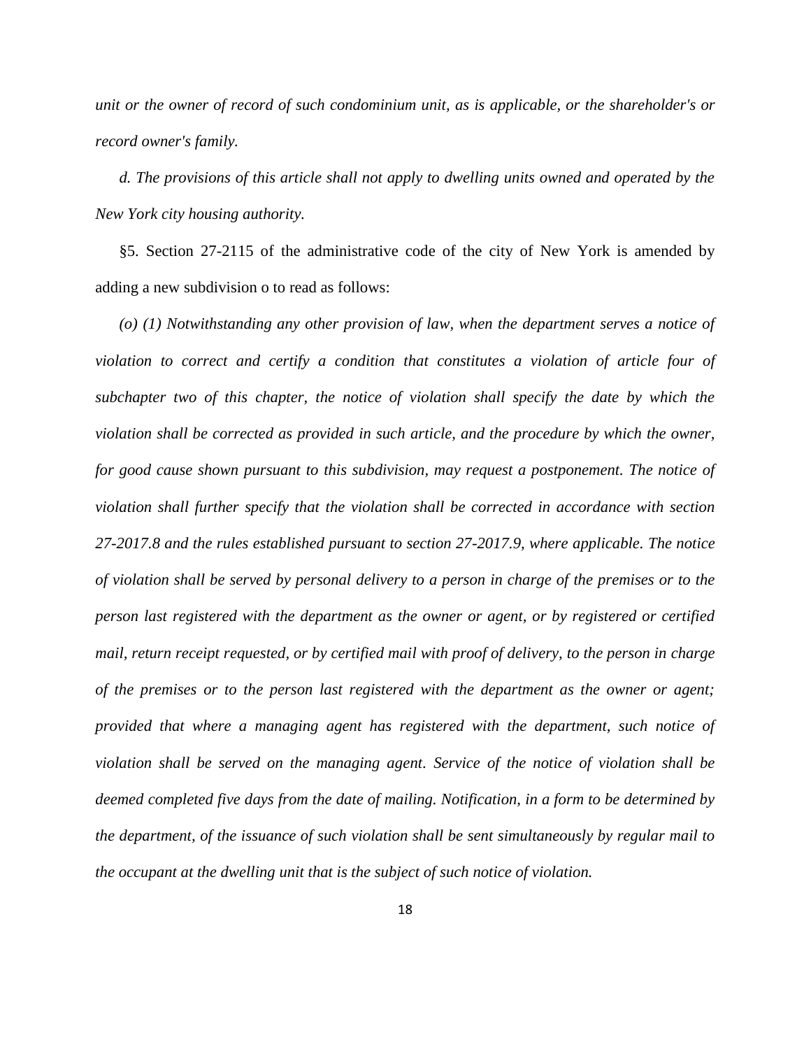*unit or the owner of record of such condominium unit, as is applicable, or the shareholder's or record owner's family.*

*d. The provisions of this article shall not apply to dwelling units owned and operated by the New York city housing authority.*

§5. Section 27-2115 of the administrative code of the city of New York is amended by adding a new subdivision o to read as follows:

*(o) (1) Notwithstanding any other provision of law, when the department serves a notice of violation to correct and certify a condition that constitutes a violation of article four of subchapter two of this chapter, the notice of violation shall specify the date by which the violation shall be corrected as provided in such article, and the procedure by which the owner, for good cause shown pursuant to this subdivision, may request a postponement. The notice of violation shall further specify that the violation shall be corrected in accordance with section 27-2017.8 and the rules established pursuant to section 27-2017.9, where applicable. The notice of violation shall be served by personal delivery to a person in charge of the premises or to the person last registered with the department as the owner or agent, or by registered or certified mail, return receipt requested, or by certified mail with proof of delivery, to the person in charge of the premises or to the person last registered with the department as the owner or agent; provided that where a managing agent has registered with the department, such notice of violation shall be served on the managing agent. Service of the notice of violation shall be deemed completed five days from the date of mailing. Notification, in a form to be determined by the department, of the issuance of such violation shall be sent simultaneously by regular mail to the occupant at the dwelling unit that is the subject of such notice of violation.*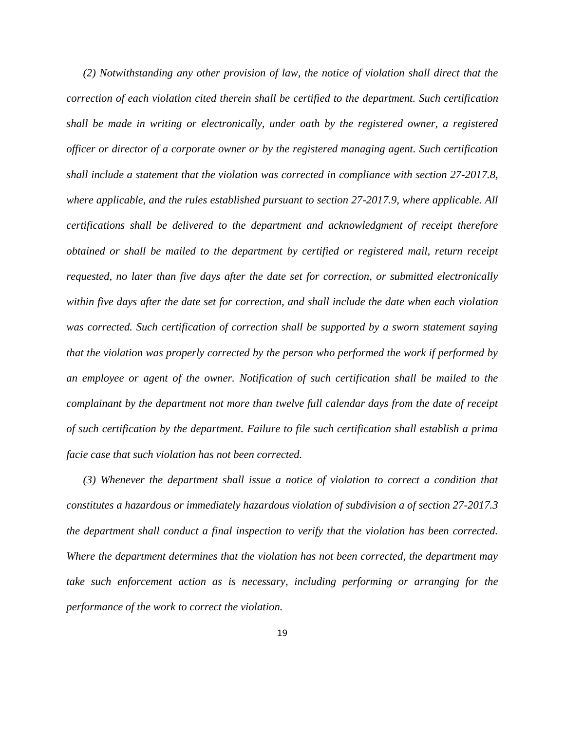*(2) Notwithstanding any other provision of law, the notice of violation shall direct that the correction of each violation cited therein shall be certified to the department. Such certification shall be made in writing or electronically, under oath by the registered owner, a registered officer or director of a corporate owner or by the registered managing agent. Such certification shall include a statement that the violation was corrected in compliance with section 27-2017.8, where applicable, and the rules established pursuant to section 27-2017.9, where applicable. All certifications shall be delivered to the department and acknowledgment of receipt therefore obtained or shall be mailed to the department by certified or registered mail, return receipt requested, no later than five days after the date set for correction, or submitted electronically within five days after the date set for correction, and shall include the date when each violation was corrected. Such certification of correction shall be supported by a sworn statement saying that the violation was properly corrected by the person who performed the work if performed by an employee or agent of the owner. Notification of such certification shall be mailed to the complainant by the department not more than twelve full calendar days from the date of receipt of such certification by the department. Failure to file such certification shall establish a prima facie case that such violation has not been corrected.*

*(3) Whenever the department shall issue a notice of violation to correct a condition that constitutes a hazardous or immediately hazardous violation of subdivision a of section 27-2017.3 the department shall conduct a final inspection to verify that the violation has been corrected. Where the department determines that the violation has not been corrected, the department may take such enforcement action as is necessary, including performing or arranging for the performance of the work to correct the violation.*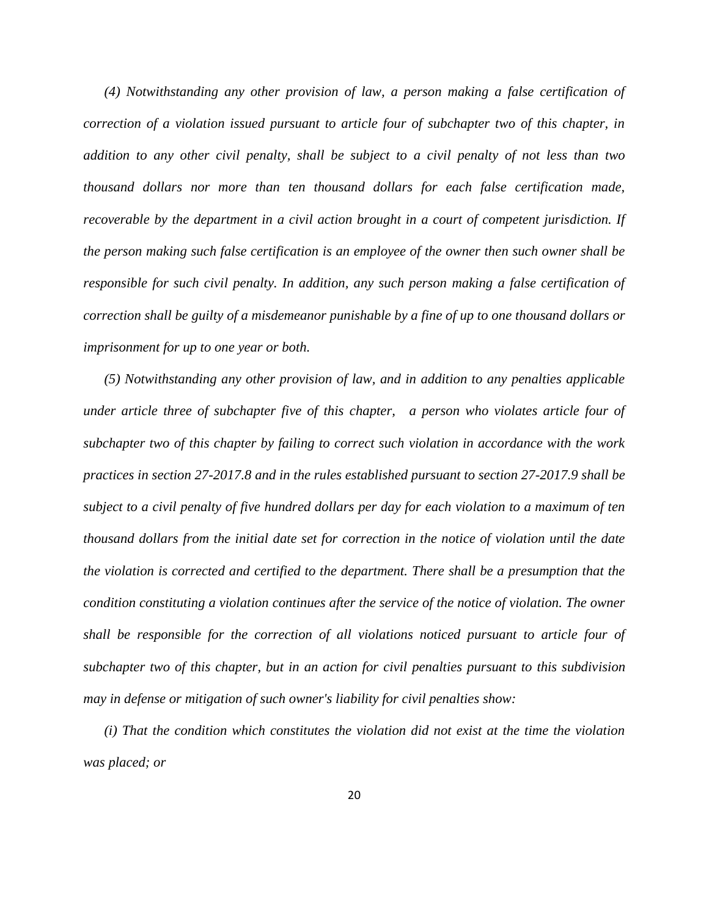*(4) Notwithstanding any other provision of law, a person making a false certification of correction of a violation issued pursuant to article four of subchapter two of this chapter, in addition to any other civil penalty, shall be subject to a civil penalty of not less than two thousand dollars nor more than ten thousand dollars for each false certification made, recoverable by the department in a civil action brought in a court of competent jurisdiction. If the person making such false certification is an employee of the owner then such owner shall be responsible for such civil penalty. In addition, any such person making a false certification of correction shall be guilty of a misdemeanor punishable by a fine of up to one thousand dollars or imprisonment for up to one year or both.*

*(5) Notwithstanding any other provision of law, and in addition to any penalties applicable under article three of subchapter five of this chapter, a person who violates article four of subchapter two of this chapter by failing to correct such violation in accordance with the work practices in section 27-2017.8 and in the rules established pursuant to section 27-2017.9 shall be subject to a civil penalty of five hundred dollars per day for each violation to a maximum of ten thousand dollars from the initial date set for correction in the notice of violation until the date the violation is corrected and certified to the department. There shall be a presumption that the condition constituting a violation continues after the service of the notice of violation. The owner shall be responsible for the correction of all violations noticed pursuant to article four of subchapter two of this chapter, but in an action for civil penalties pursuant to this subdivision may in defense or mitigation of such owner's liability for civil penalties show:*

*(i) That the condition which constitutes the violation did not exist at the time the violation was placed; or*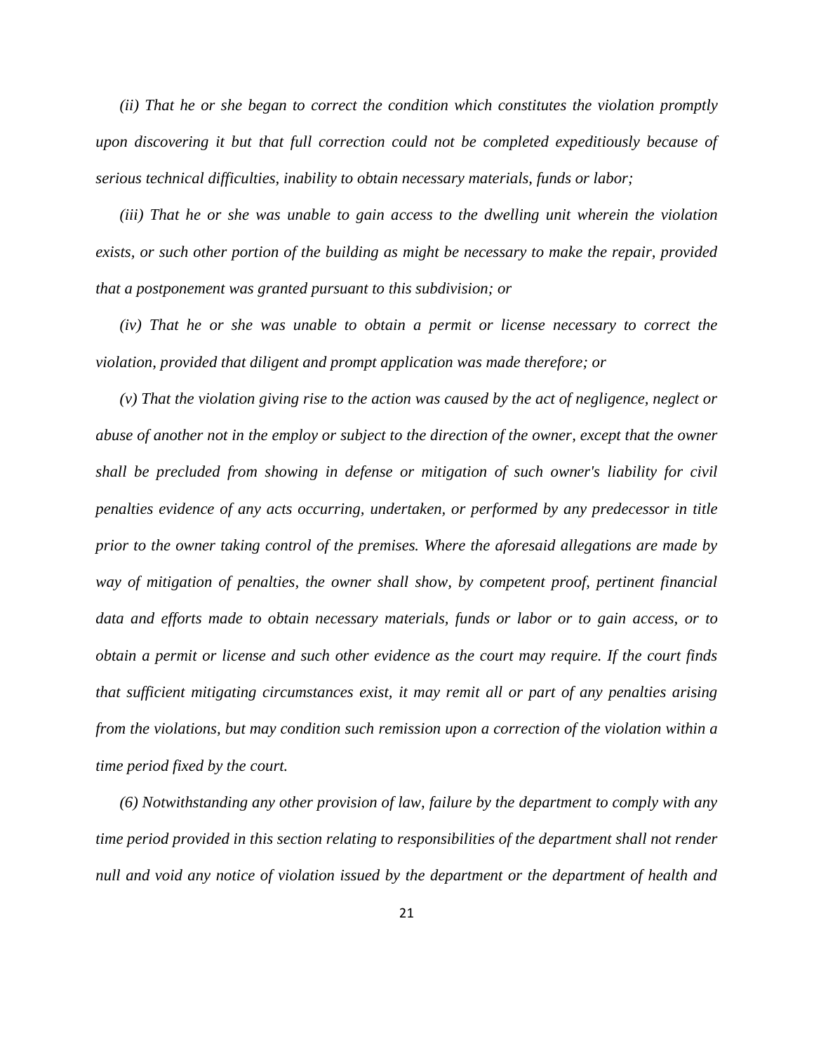*(ii) That he or she began to correct the condition which constitutes the violation promptly upon discovering it but that full correction could not be completed expeditiously because of serious technical difficulties, inability to obtain necessary materials, funds or labor;*

*(iii) That he or she was unable to gain access to the dwelling unit wherein the violation exists, or such other portion of the building as might be necessary to make the repair, provided that a postponement was granted pursuant to this subdivision; or*

*(iv) That he or she was unable to obtain a permit or license necessary to correct the violation, provided that diligent and prompt application was made therefore; or*

*(v) That the violation giving rise to the action was caused by the act of negligence, neglect or abuse of another not in the employ or subject to the direction of the owner, except that the owner shall be precluded from showing in defense or mitigation of such owner's liability for civil penalties evidence of any acts occurring, undertaken, or performed by any predecessor in title prior to the owner taking control of the premises. Where the aforesaid allegations are made by way of mitigation of penalties, the owner shall show, by competent proof, pertinent financial data and efforts made to obtain necessary materials, funds or labor or to gain access, or to obtain a permit or license and such other evidence as the court may require. If the court finds that sufficient mitigating circumstances exist, it may remit all or part of any penalties arising from the violations, but may condition such remission upon a correction of the violation within a time period fixed by the court.*

*(6) Notwithstanding any other provision of law, failure by the department to comply with any time period provided in this section relating to responsibilities of the department shall not render null and void any notice of violation issued by the department or the department of health and*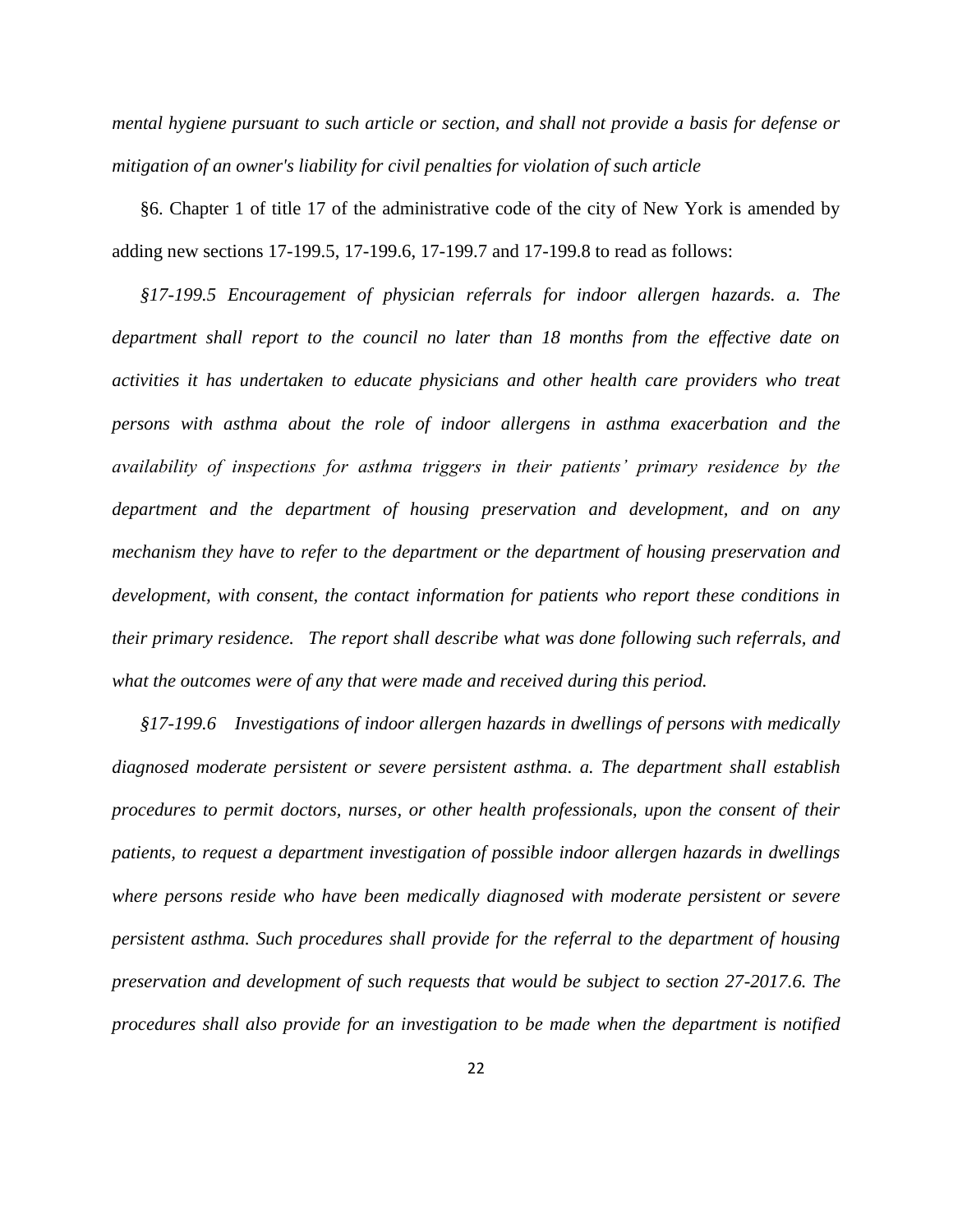*mental hygiene pursuant to such article or section, and shall not provide a basis for defense or mitigation of an owner's liability for civil penalties for violation of such article*

§6. Chapter 1 of title 17 of the administrative code of the city of New York is amended by adding new sections 17-199.5, 17-199.6, 17-199.7 and 17-199.8 to read as follows:

*§17-199.5 Encouragement of physician referrals for indoor allergen hazards. a. The department shall report to the council no later than 18 months from the effective date on activities it has undertaken to educate physicians and other health care providers who treat persons with asthma about the role of indoor allergens in asthma exacerbation and the availability of inspections for asthma triggers in their patients' primary residence by the department and the department of housing preservation and development, and on any mechanism they have to refer to the department or the department of housing preservation and development, with consent, the contact information for patients who report these conditions in their primary residence. The report shall describe what was done following such referrals, and what the outcomes were of any that were made and received during this period.*

*§17-199.6 Investigations of indoor allergen hazards in dwellings of persons with medically diagnosed moderate persistent or severe persistent asthma. a. The department shall establish procedures to permit doctors, nurses, or other health professionals, upon the consent of their patients, to request a department investigation of possible indoor allergen hazards in dwellings where persons reside who have been medically diagnosed with moderate persistent or severe persistent asthma. Such procedures shall provide for the referral to the department of housing preservation and development of such requests that would be subject to section 27-2017.6. The procedures shall also provide for an investigation to be made when the department is notified*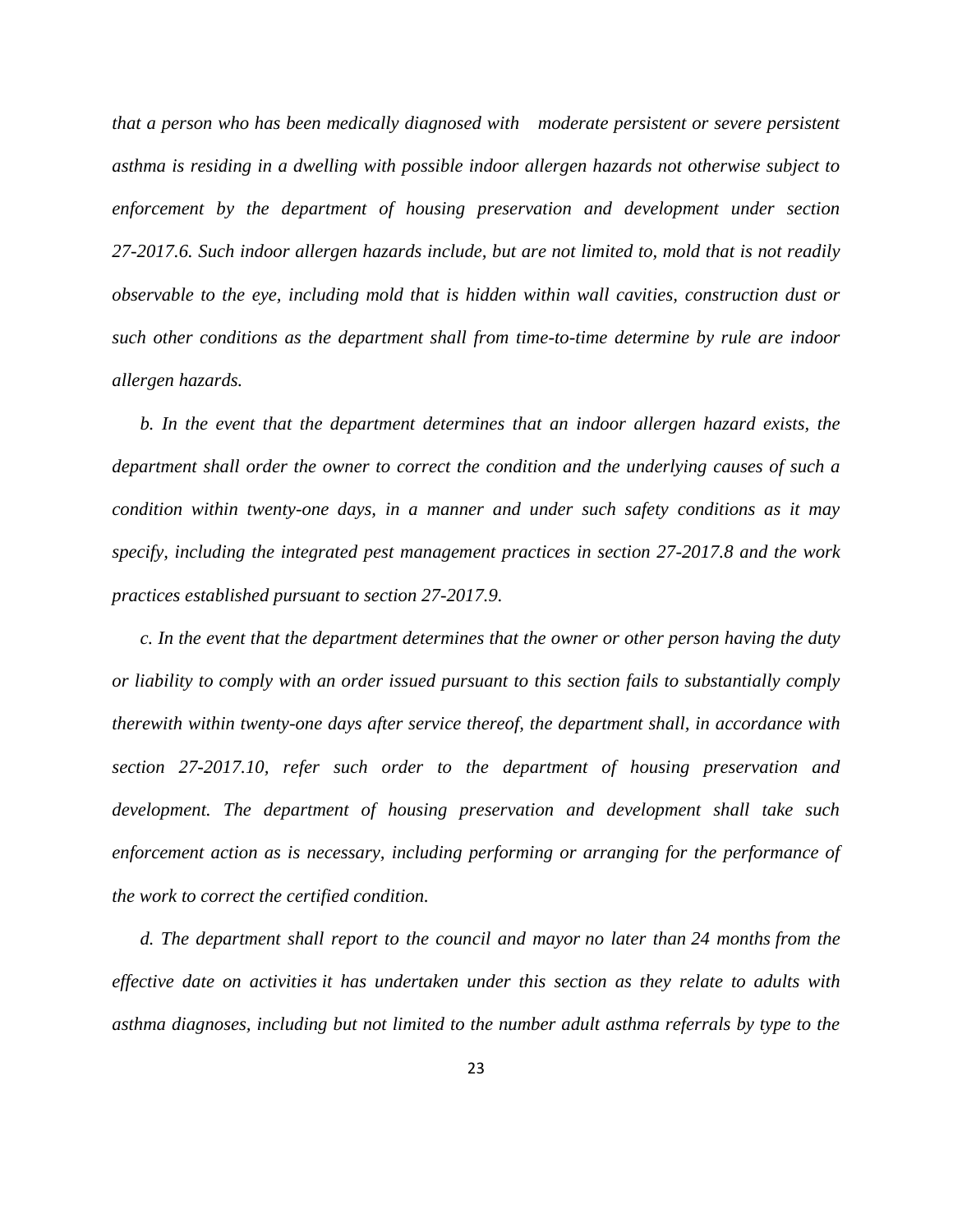*that a person who has been medically diagnosed with moderate persistent or severe persistent asthma is residing in a dwelling with possible indoor allergen hazards not otherwise subject to enforcement by the department of housing preservation and development under section 27-2017.6. Such indoor allergen hazards include, but are not limited to, mold that is not readily observable to the eye, including mold that is hidden within wall cavities, construction dust or such other conditions as the department shall from time-to-time determine by rule are indoor allergen hazards.*

*b. In the event that the department determines that an indoor allergen hazard exists, the department shall order the owner to correct the condition and the underlying causes of such a condition within twenty-one days, in a manner and under such safety conditions as it may specify, including the integrated pest management practices in section 27-2017.8 and the work practices established pursuant to section 27-2017.9.*

*c. In the event that the department determines that the owner or other person having the duty or liability to comply with an order issued pursuant to this section fails to substantially comply therewith within twenty-one days after service thereof, the department shall, in accordance with section 27-2017.10, refer such order to the department of housing preservation and development. The department of housing preservation and development shall take such enforcement action as is necessary, including performing or arranging for the performance of the work to correct the certified condition.*

*d. The department shall report to the council and mayor no later than 24 months from the effective date on activities it has undertaken under this section as they relate to adults with asthma diagnoses, including but not limited to the number adult asthma referrals by type to the*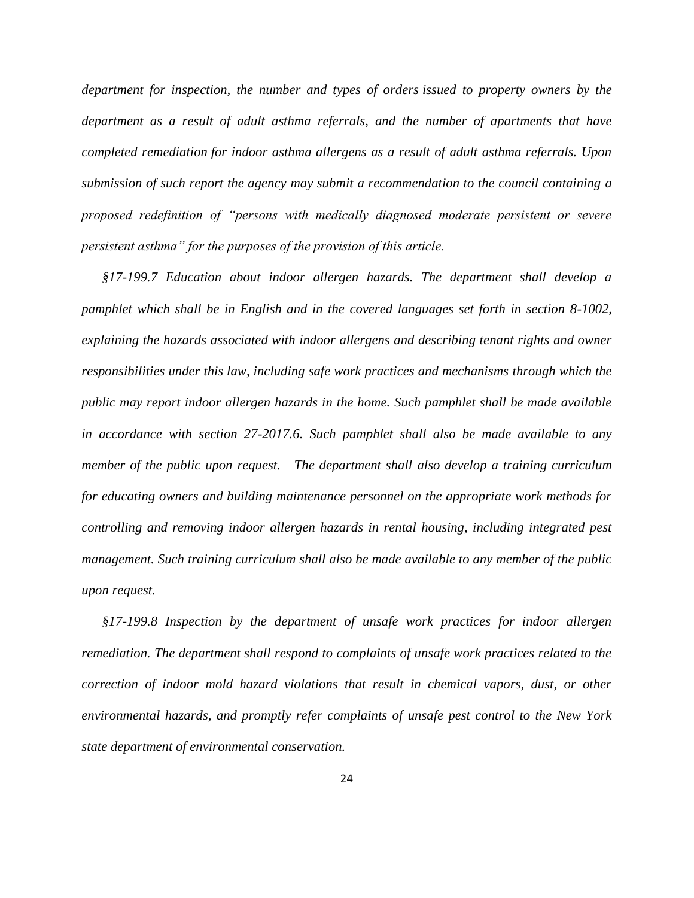*department for inspection, the number and types of orders issued to property owners by the department as a result of adult asthma referrals, and the number of apartments that have completed remediation for indoor asthma allergens as a result of adult asthma referrals. Upon submission of such report the agency may submit a recommendation to the council containing a proposed redefinition of "persons with medically diagnosed moderate persistent or severe persistent asthma" for the purposes of the provision of this article.*

*§17-199.7 Education about indoor allergen hazards. The department shall develop a pamphlet which shall be in English and in the covered languages set forth in section 8-1002, explaining the hazards associated with indoor allergens and describing tenant rights and owner responsibilities under this law, including safe work practices and mechanisms through which the public may report indoor allergen hazards in the home. Such pamphlet shall be made available in accordance with section 27-2017.6. Such pamphlet shall also be made available to any member of the public upon request. The department shall also develop a training curriculum for educating owners and building maintenance personnel on the appropriate work methods for controlling and removing indoor allergen hazards in rental housing, including integrated pest management. Such training curriculum shall also be made available to any member of the public upon request.*

*§17-199.8 Inspection by the department of unsafe work practices for indoor allergen remediation. The department shall respond to complaints of unsafe work practices related to the correction of indoor mold hazard violations that result in chemical vapors, dust, or other environmental hazards, and promptly refer complaints of unsafe pest control to the New York state department of environmental conservation.*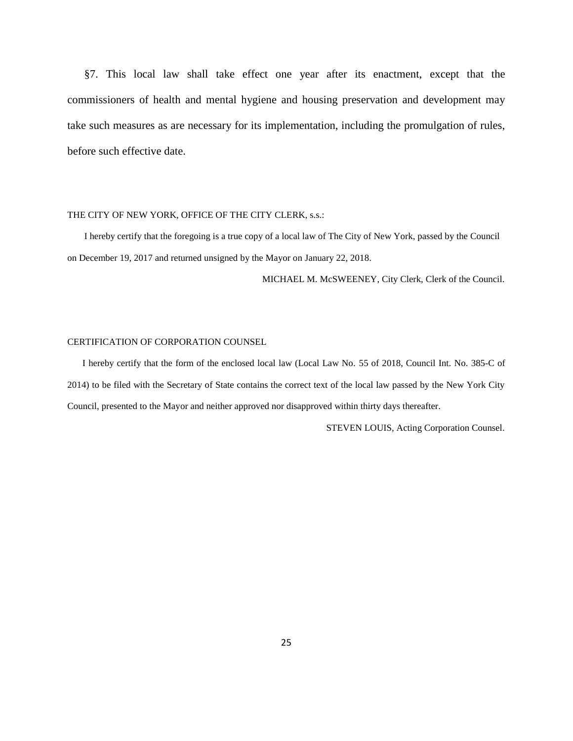§7. This local law shall take effect one year after its enactment, except that the commissioners of health and mental hygiene and housing preservation and development may take such measures as are necessary for its implementation, including the promulgation of rules, before such effective date.

THE CITY OF NEW YORK, OFFICE OF THE CITY CLERK, s.s.:

I hereby certify that the foregoing is a true copy of a local law of The City of New York, passed by the Council on December 19, 2017 and returned unsigned by the Mayor on January 22, 2018.

MICHAEL M. McSWEENEY, City Clerk, Clerk of the Council.

CERTIFICATION OF CORPORATION COUNSEL

I hereby certify that the form of the enclosed local law (Local Law No. 55 of 2018, Council Int. No. 385-C of 2014) to be filed with the Secretary of State contains the correct text of the local law passed by the New York City Council, presented to the Mayor and neither approved nor disapproved within thirty days thereafter.

STEVEN LOUIS, Acting Corporation Counsel.